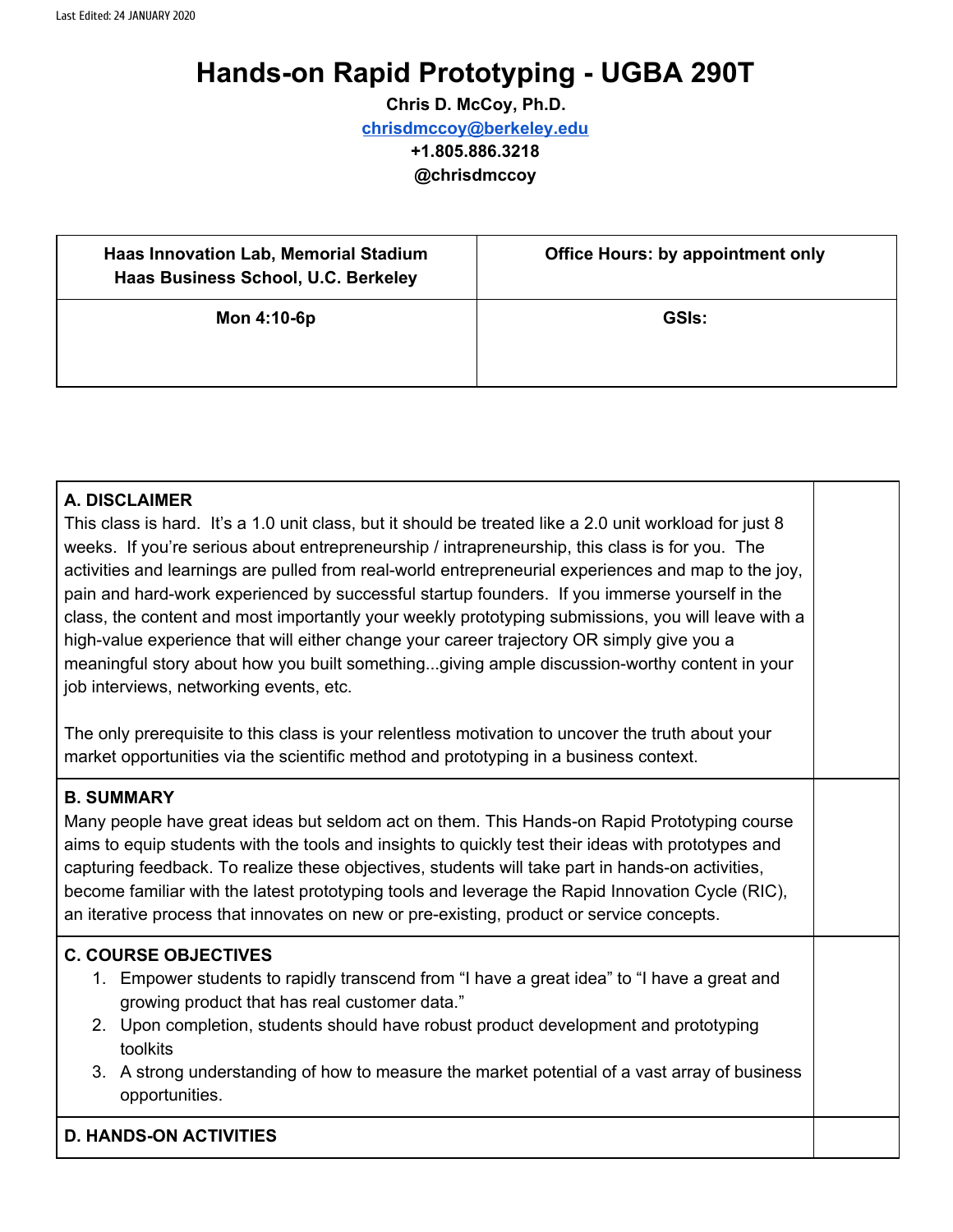Last Edited: 24 JANUARY 2020

# Hands-on Rapid Prototyping - UGBA 290T

**Chris D. McCoy, Ph.D.**
**chrisdmccoy@berkeley.edu**
**+1.805.886.3218**
**@chrisdmccoy**

| Haas Innovation Lab, Memorial Stadium Haas Business School, U.C. Berkeley | Office Hours: by appointment only |
|---|---|
| Mon 4:10-6p | GSIs: |

## A. DISCLAIMER

This class is hard. It's a 1.0 unit class, but it should be treated like a 2.0 unit workload for just 8 weeks. If you're serious about entrepreneurship / intrapreneurship, this class is for you. The activities and learnings are pulled from real-world entrepreneurial experiences and map to the joy, pain and hard-work experienced by successful startup founders. If you immerse yourself in the class, the content and most importantly your weekly prototyping submissions, you will leave with a high-value experience that will either change your career trajectory OR simply give you a meaningful story about how you built something...giving ample discussion-worthy content in your job interviews, networking events, etc.

The only prerequisite to this class is your relentless motivation to uncover the truth about your market opportunities via the scientific method and prototyping in a business context.

## B. SUMMARY

Many people have great ideas but seldom act on them. This Hands-on Rapid Prototyping course aims to equip students with the tools and insights to quickly test their ideas with prototypes and capturing feedback. To realize these objectives, students will take part in hands-on activities, become familiar with the latest prototyping tools and leverage the Rapid Innovation Cycle (RIC), an iterative process that innovates on new or pre-existing, product or service concepts.

## C. COURSE OBJECTIVES

1. Empower students to rapidly transcend from "I have a great idea" to "I have a great and growing product that has real customer data."
2. Upon completion, students should have robust product development and prototyping toolkits
3. A strong understanding of how to measure the market potential of a vast array of business opportunities.

## D. HANDS-ON ACTIVITIES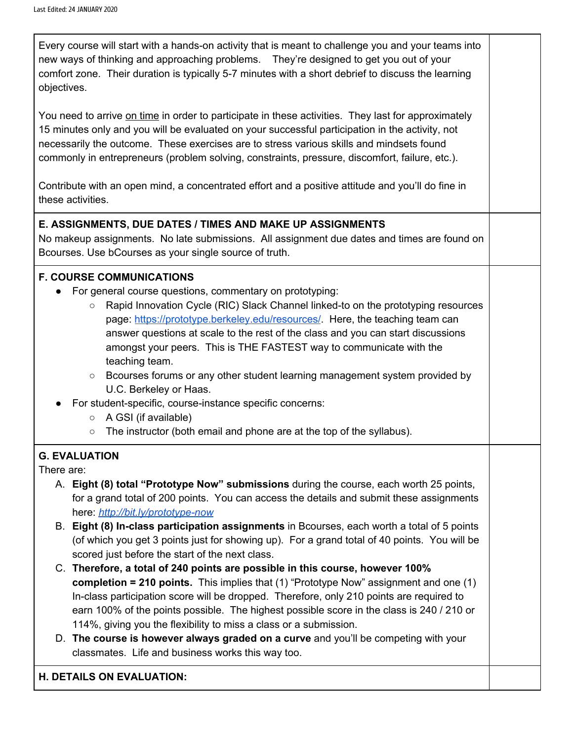Every course will start with a hands-on activity that is meant to challenge you and your teams into new ways of thinking and approaching problems. They're designed to get you out of your comfort zone. Their duration is typically 5-7 minutes with a short debrief to discuss the learning objectives.

You need to arrive on time in order to participate in these activities. They last for approximately 15 minutes only and you will be evaluated on your successful participation in the activity, not necessarily the outcome. These exercises are to stress various skills and mindsets found commonly in entrepreneurs (problem solving, constraints, pressure, discomfort, failure, etc.).

Contribute with an open mind, a concentrated effort and a positive attitude and you'll do fine in these activities.

**E. ASSIGNMENTS, DUE DATES / TIMES AND MAKE UP ASSIGNMENTS**

No makeup assignments. No late submissions. All assignment due dates and times are found on Bcourses. Use bCourses as your single source of truth.

**F. COURSE COMMUNICATIONS**

- For general course questions, commentary on prototyping:
  - Rapid Innovation Cycle (RIC) Slack Channel linked-to on the prototyping resources page: https://prototype.berkeley.edu/resources/. Here, the teaching team can answer questions at scale to the rest of the class and you can start discussions amongst your peers. This is THE FASTEST way to communicate with the teaching team.
  - Bcourses forums or any other student learning management system provided by U.C. Berkeley or Haas.
- For student-specific, course-instance specific concerns:
  - A GSI (if available)
  - The instructor (both email and phone are at the top of the syllabus).

**G. EVALUATION**

There are:

A. **Eight (8) total "Prototype Now" submissions** during the course, each worth 25 points, for a grand total of 200 points. You can access the details and submit these assignments here: *http://bit.ly/prototype-now*

B. **Eight (8) In-class participation assignments** in Bcourses, each worth a total of 5 points (of which you get 3 points just for showing up). For a grand total of 40 points. You will be scored just before the start of the next class.

C. **Therefore, a total of 240 points are possible in this course, however 100% completion = 210 points.** This implies that (1) "Prototype Now" assignment and one (1) In-class participation score will be dropped. Therefore, only 210 points are required to earn 100% of the points possible. The highest possible score in the class is 240 / 210 or 114%, giving you the flexibility to miss a class or a submission.

D. **The course is however always graded on a curve** and you'll be competing with your classmates. Life and business works this way too.

**H. DETAILS ON EVALUATION:**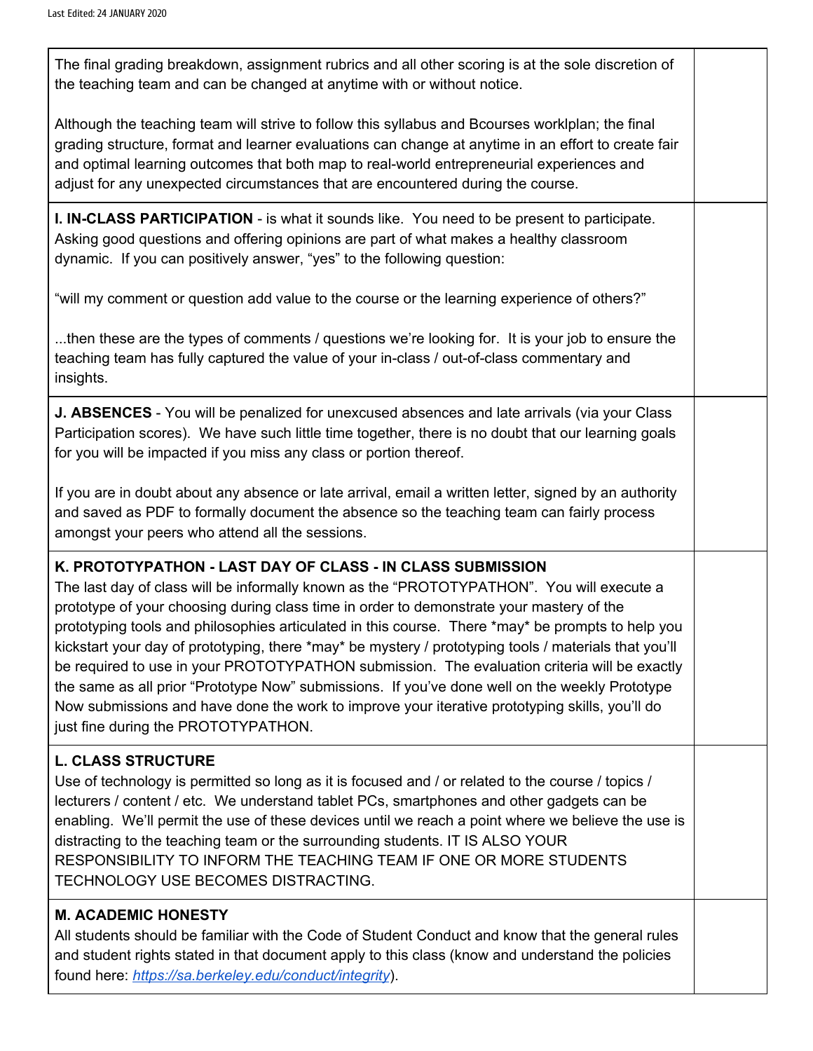The final grading breakdown, assignment rubrics and all other scoring is at the sole discretion of the teaching team and can be changed at anytime with or without notice.

Although the teaching team will strive to follow this syllabus and Bcourses worklplan; the final grading structure, format and learner evaluations can change at anytime in an effort to create fair and optimal learning outcomes that both map to real-world entrepreneurial experiences and adjust for any unexpected circumstances that are encountered during the course.

**I. IN-CLASS PARTICIPATION** - is what it sounds like. You need to be present to participate. Asking good questions and offering opinions are part of what makes a healthy classroom dynamic. If you can positively answer, "yes" to the following question:

"will my comment or question add value to the course or the learning experience of others?"

...then these are the types of comments / questions we're looking for. It is your job to ensure the teaching team has fully captured the value of your in-class / out-of-class commentary and insights.

**J. ABSENCES** - You will be penalized for unexcused absences and late arrivals (via your Class Participation scores). We have such little time together, there is no doubt that our learning goals for you will be impacted if you miss any class or portion thereof.

If you are in doubt about any absence or late arrival, email a written letter, signed by an authority and saved as PDF to formally document the absence so the teaching team can fairly process amongst your peers who attend all the sessions.

**K. PROTOTYPATHON - LAST DAY OF CLASS - IN CLASS SUBMISSION**

The last day of class will be informally known as the "PROTOTYPATHON". You will execute a prototype of your choosing during class time in order to demonstrate your mastery of the prototyping tools and philosophies articulated in this course. There *may* be prompts to help you kickstart your day of prototyping, there *may* be mystery / prototyping tools / materials that you'll be required to use in your PROTOTYPATHON submission. The evaluation criteria will be exactly the same as all prior "Prototype Now" submissions. If you've done well on the weekly Prototype Now submissions and have done the work to improve your iterative prototyping skills, you'll do just fine during the PROTOTYPATHON.

**L. CLASS STRUCTURE**

Use of technology is permitted so long as it is focused and / or related to the course / topics / lecturers / content / etc. We understand tablet PCs, smartphones and other gadgets can be enabling. We'll permit the use of these devices until we reach a point where we believe the use is distracting to the teaching team or the surrounding students. IT IS ALSO YOUR RESPONSIBILITY TO INFORM THE TEACHING TEAM IF ONE OR MORE STUDENTS TECHNOLOGY USE BECOMES DISTRACTING.

**M. ACADEMIC HONESTY**

All students should be familiar with the Code of Student Conduct and know that the general rules and student rights stated in that document apply to this class (know and understand the policies found here: *https://sa.berkeley.edu/conduct/integrity*).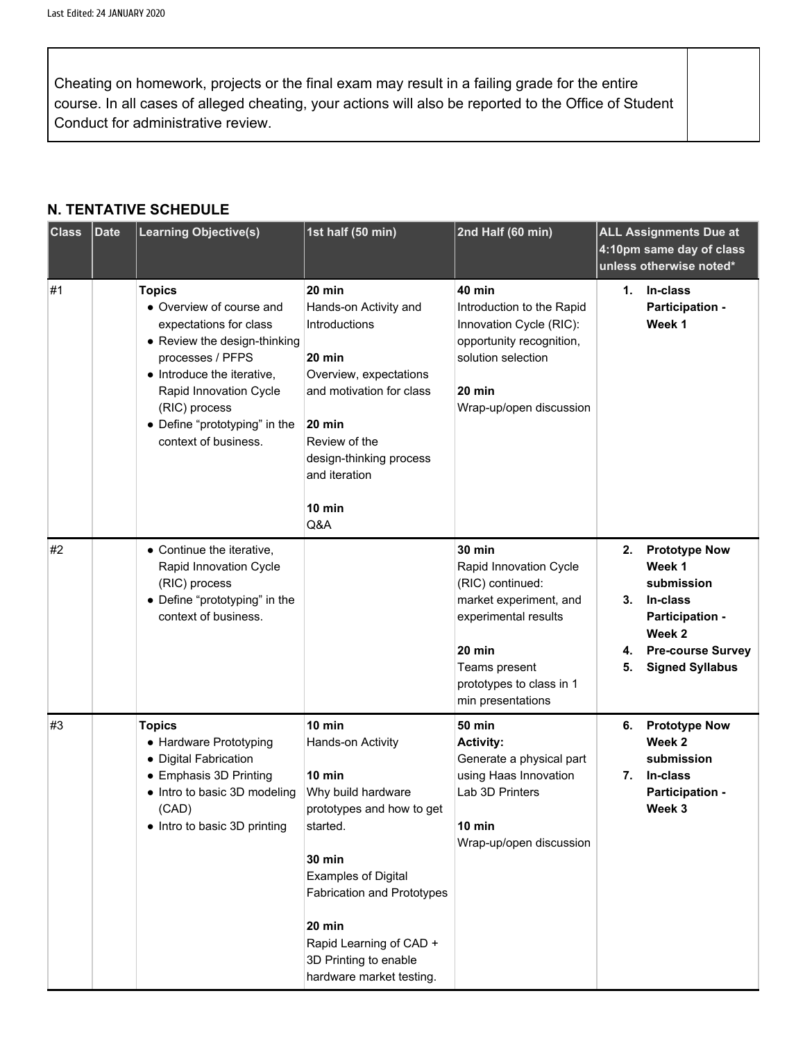Cheating on homework, projects or the final exam may result in a failing grade for the entire course. In all cases of alleged cheating, your actions will also be reported to the Office of Student Conduct for administrative review.

## N. TENTATIVE SCHEDULE

| Class | Date | Learning Objective(s) | 1st half (50 min) | 2nd Half (60 min) | ALL Assignments Due at 4:10pm same day of class unless otherwise noted* |
|---|---|---|---|---|---|
| #1 | | **Topics**<br>• Overview of course and expectations for class<br>• Review the design-thinking processes / PFPS<br>• Introduce the iterative, Rapid Innovation Cycle (RIC) process<br>• Define "prototyping" in the context of business. | **20 min**<br>Hands-on Activity and Introductions<br><br>**20 min**<br>Overview, expectations and motivation for class<br><br>**20 min**<br>Review of the design-thinking process and iteration<br><br>**10 min**<br>Q&A | **40 min**<br>Introduction to the Rapid Innovation Cycle (RIC): opportunity recognition, solution selection<br><br>**20 min**<br>Wrap-up/open discussion | **1. In-class Participation - Week 1** |
| #2 | | • Continue the iterative, Rapid Innovation Cycle (RIC) process<br>• Define "prototyping" in the context of business. | | **30 min**<br>Rapid Innovation Cycle (RIC) continued: market experiment, and experimental results<br><br>**20 min**<br>Teams present prototypes to class in 1 min presentations | **2. Prototype Now Week 1 submission**<br>**3. In-class Participation - Week 2**<br>**4. Pre-course Survey**<br>**5. Signed Syllabus** |
| #3 | | **Topics**<br>• Hardware Prototyping<br>• Digital Fabrication<br>• Emphasis 3D Printing<br>• Intro to basic 3D modeling (CAD)<br>• Intro to basic 3D printing | **10 min**<br>Hands-on Activity<br><br>**10 min**<br>Why build hardware prototypes and how to get started.<br><br>**30 min**<br>Examples of Digital Fabrication and Prototypes<br><br>**20 min**<br>Rapid Learning of CAD + 3D Printing to enable hardware market testing. | **50 min**<br>**Activity:**<br>Generate a physical part using Haas Innovation Lab 3D Printers<br><br>**10 min**<br>Wrap-up/open discussion | **6. Prototype Now Week 2 submission**<br>**7. In-class Participation - Week 3** |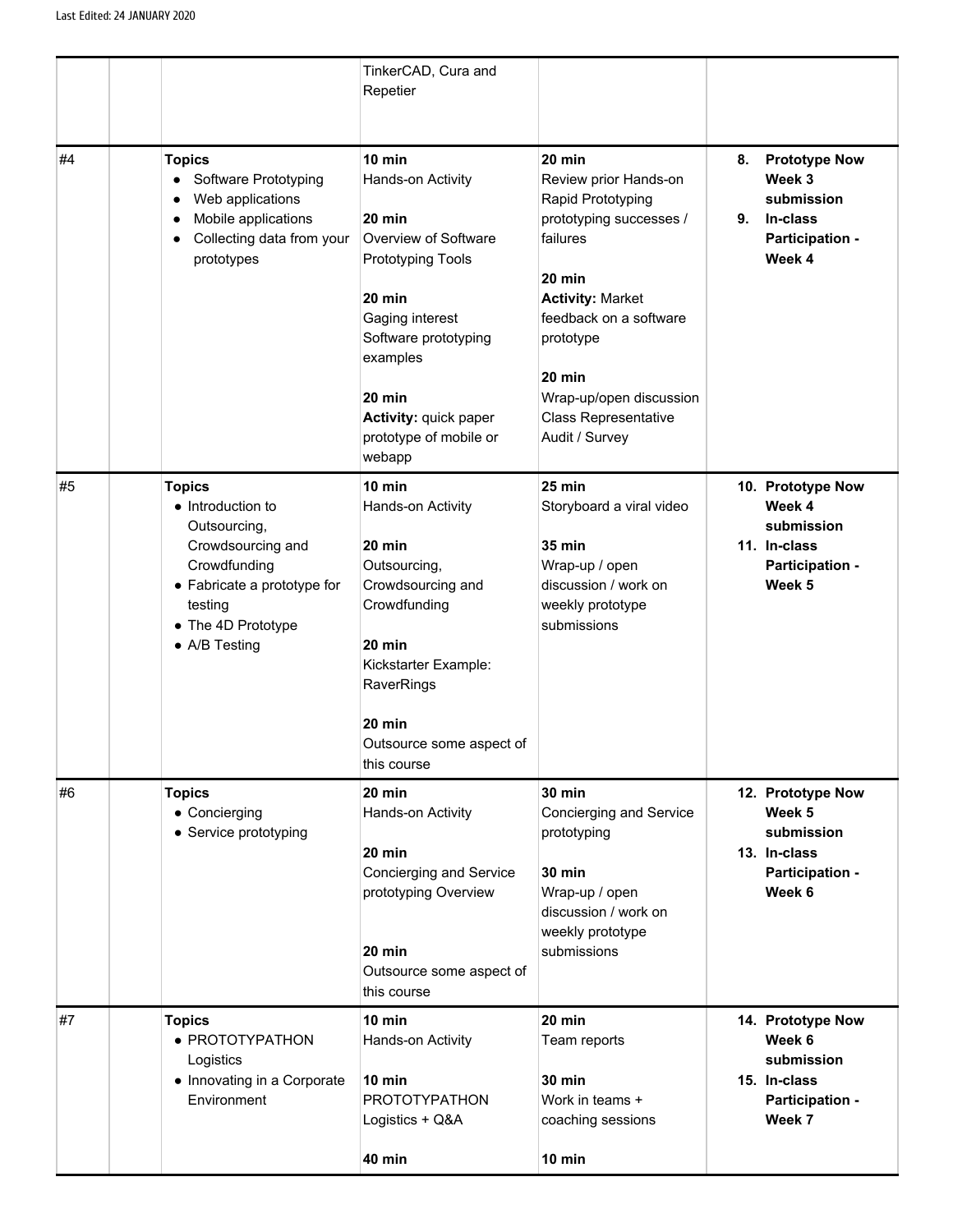Last Edited: 24 JANUARY 2020

| | | | | | |
|---|---|---|---|---|---|
| | | | TinkerCAD, Cura and Repetier | | |
| #4 | | **Topics**<br>• Software Prototyping<br>• Web applications<br>• Mobile applications<br>• Collecting data from your prototypes | **10 min**<br>Hands-on Activity<br><br>**20 min**<br>Overview of Software Prototyping Tools<br><br>**20 min**<br>Gaging interest Software prototyping examples<br><br>**20 min**<br>**Activity:** quick paper prototype of mobile or webapp | **20 min**<br>Review prior Hands-on Rapid Prototyping prototyping successes / failures<br><br>**20 min**<br>**Activity:** Market feedback on a software prototype<br><br>**20 min**<br>Wrap-up/open discussion Class Representative Audit / Survey | **8. Prototype Now Week 3 submission**<br>**9. In-class Participation - Week 4** |
| #5 | | **Topics**<br>• Introduction to Outsourcing, Crowdsourcing and Crowdfunding<br>• Fabricate a prototype for testing<br>• The 4D Prototype<br>• A/B Testing | **10 min**<br>Hands-on Activity<br><br>**20 min**<br>Outsourcing, Crowdsourcing and Crowdfunding<br><br>**20 min**<br>Kickstarter Example: RaverRings<br><br>**20 min**<br>Outsource some aspect of this course | **25 min**<br>Storyboard a viral video<br><br>**35 min**<br>Wrap-up / open discussion / work on weekly prototype submissions | **10. Prototype Now Week 4 submission**<br>**11. In-class Participation - Week 5** |
| #6 | | **Topics**<br>• Concierging<br>• Service prototyping | **20 min**<br>Hands-on Activity<br><br>**20 min**<br>Concierging and Service prototyping Overview<br><br>**20 min**<br>Outsource some aspect of this course | **30 min**<br>Concierging and Service prototyping<br><br>**30 min**<br>Wrap-up / open discussion / work on weekly prototype submissions | **12. Prototype Now Week 5 submission**<br>**13. In-class Participation - Week 6** |
| #7 | | **Topics**<br>• PROTOTYPATHON Logistics<br>• Innovating in a Corporate Environment | **10 min**<br>Hands-on Activity<br><br>**10 min**<br>PROTOTYPATHON Logistics + Q&A<br><br>**40 min** | **20 min**<br>Team reports<br><br>**30 min**<br>Work in teams + coaching sessions<br><br>**10 min** | **14. Prototype Now Week 6 submission**<br>**15. In-class Participation - Week 7** |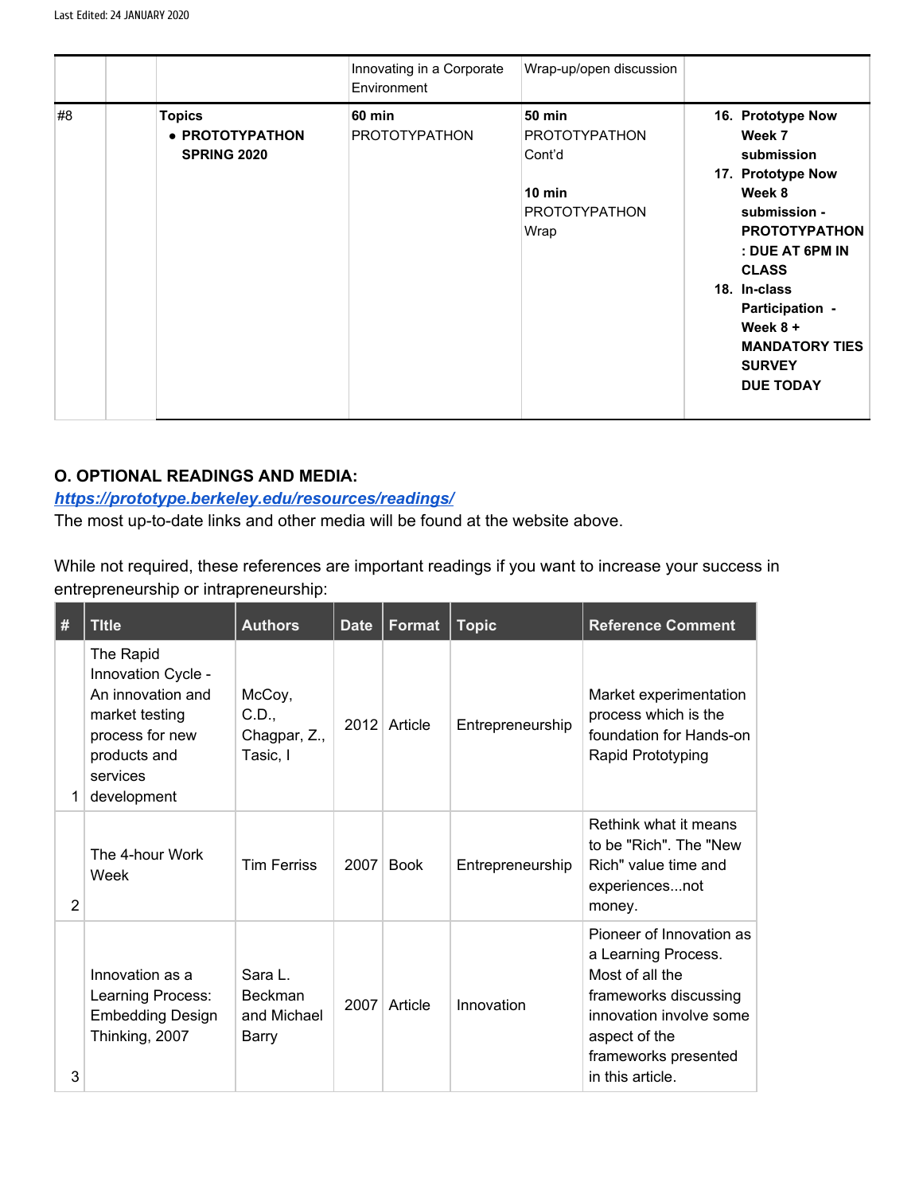| | | | Innovating in a Corporate Environment | Wrap-up/open discussion | |
|---|---|---|---|---|---|
| #8 | | **Topics**<br>• **PROTOTYPATHON SPRING 2020** | **60 min**<br>PROTOTYPATHON | **50 min**<br>PROTOTYPATHON Cont'd<br><br>**10 min**<br>PROTOTYPATHON Wrap | 16. **Prototype Now Week 7 submission**<br>17. **Prototype Now Week 8 submission - PROTOTYPATHON : DUE AT 6PM IN CLASS**<br>18. **In-class Participation - Week 8 + MANDATORY TIES SURVEY DUE TODAY** |

## O. OPTIONAL READINGS AND MEDIA:

***https://prototype.berkeley.edu/resources/readings/***

The most up-to-date links and other media will be found at the website above.

While not required, these references are important readings if you want to increase your success in entrepreneurship or intrapreneurship:

| # | TItle | Authors | Date | Format | Topic | Reference Comment |
|---|---|---|---|---|---|---|
| 1 | The Rapid Innovation Cycle - An innovation and market testing process for new products and services development | McCoy, C.D., Chagpar, Z., Tasic, I | 2012 | Article | Entrepreneurship | Market experimentation process which is the foundation for Hands-on Rapid Prototyping |
| 2 | The 4-hour Work Week | Tim Ferriss | 2007 | Book | Entrepreneurship | Rethink what it means to be "Rich". The "New Rich" value time and experiences...not money. |
| 3 | Innovation as a Learning Process: Embedding Design Thinking, 2007 | Sara L. Beckman and Michael Barry | 2007 | Article | Innovation | Pioneer of Innovation as a Learning Process. Most of all the frameworks discussing innovation involve some aspect of the frameworks presented in this article. |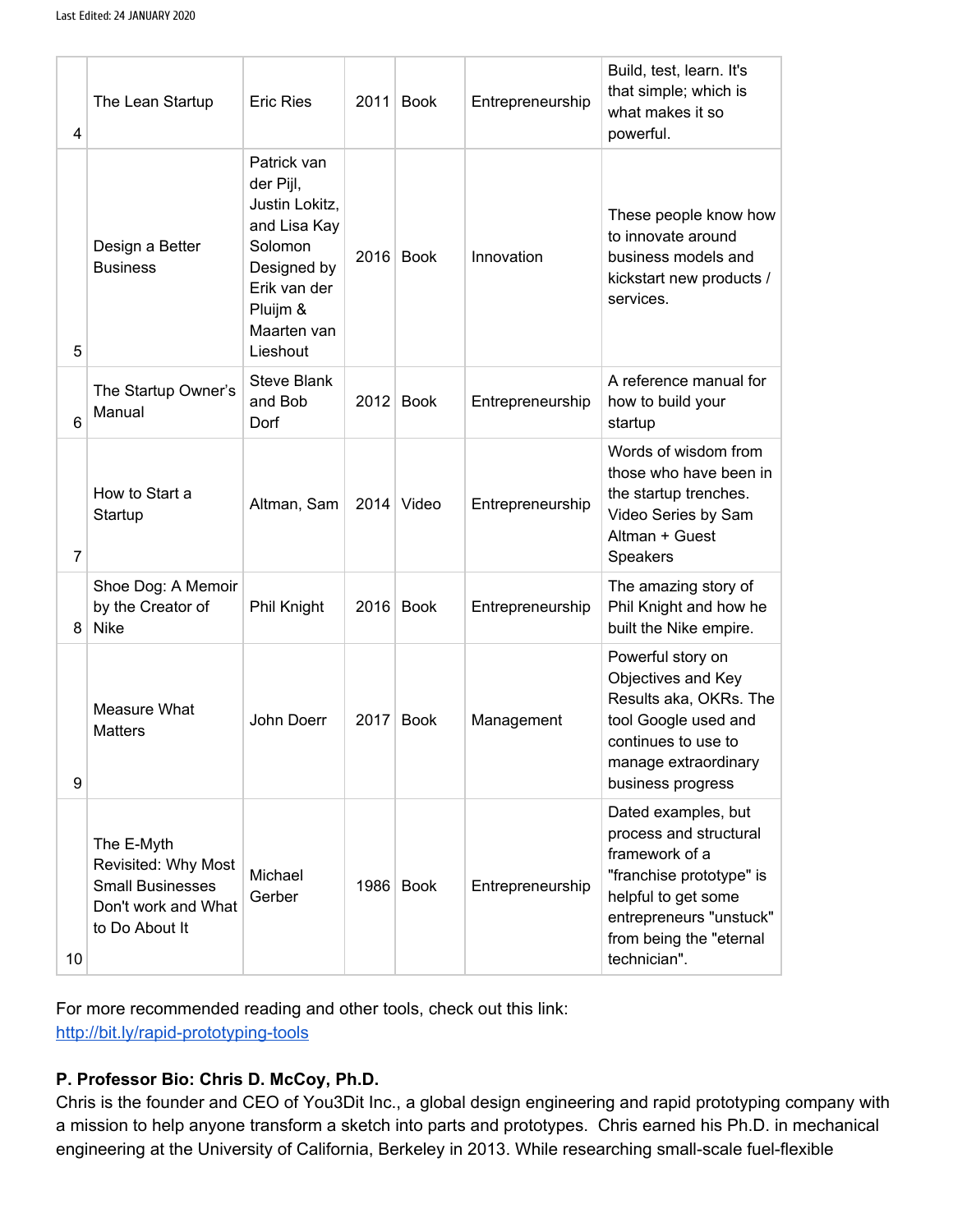| 4 | The Lean Startup | Eric Ries | 2011 | Book | Entrepreneurship | Build, test, learn. It's that simple; which is what makes it so powerful. |
|---|---|---|---|---|---|---|
| 5 | Design a Better Business | Patrick van der Pijl, Justin Lokitz, and Lisa Kay Solomon Designed by Erik van der Pluijm & Maarten van Lieshout | 2016 | Book | Innovation | These people know how to innovate around business models and kickstart new products / services. |
| 6 | The Startup Owner's Manual | Steve Blank and Bob Dorf | 2012 | Book | Entrepreneurship | A reference manual for how to build your startup |
| 7 | How to Start a Startup | Altman, Sam | 2014 | Video | Entrepreneurship | Words of wisdom from those who have been in the startup trenches. Video Series by Sam Altman + Guest Speakers |
| 8 | Shoe Dog: A Memoir by the Creator of Nike | Phil Knight | 2016 | Book | Entrepreneurship | The amazing story of Phil Knight and how he built the Nike empire. |
| 9 | Measure What Matters | John Doerr | 2017 | Book | Management | Powerful story on Objectives and Key Results aka, OKRs. The tool Google used and continues to use to manage extraordinary business progress |
| 10 | The E-Myth Revisited: Why Most Small Businesses Don't work and What to Do About It | Michael Gerber | 1986 | Book | Entrepreneurship | Dated examples, but process and structural framework of a "franchise prototype" is helpful to get some entrepreneurs "unstuck" from being the "eternal technician". |

For more recommended reading and other tools, check out this link: [http://bit.ly/rapid-prototyping-tools](http://bit.ly/rapid-prototyping-tools)

**P. Professor Bio: Chris D. McCoy, Ph.D.**

Chris is the founder and CEO of You3Dit Inc., a global design engineering and rapid prototyping company with a mission to help anyone transform a sketch into parts and prototypes. Chris earned his Ph.D. in mechanical engineering at the University of California, Berkeley in 2013. While researching small-scale fuel-flexible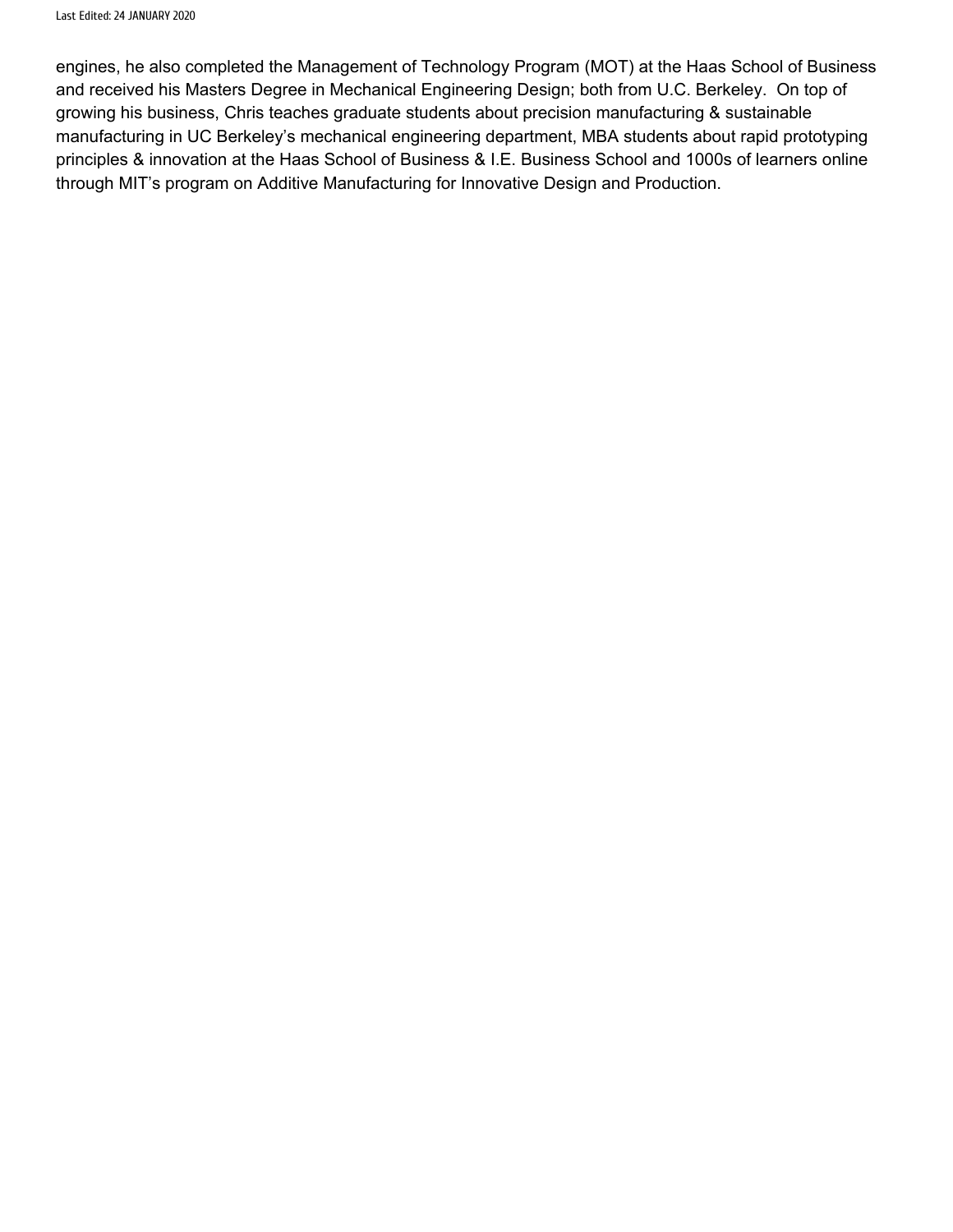engines, he also completed the Management of Technology Program (MOT) at the Haas School of Business and received his Masters Degree in Mechanical Engineering Design; both from U.C. Berkeley. On top of growing his business, Chris teaches graduate students about precision manufacturing & sustainable manufacturing in UC Berkeley's mechanical engineering department, MBA students about rapid prototyping principles & innovation at the Haas School of Business & I.E. Business School and 1000s of learners online through MIT's program on Additive Manufacturing for Innovative Design and Production.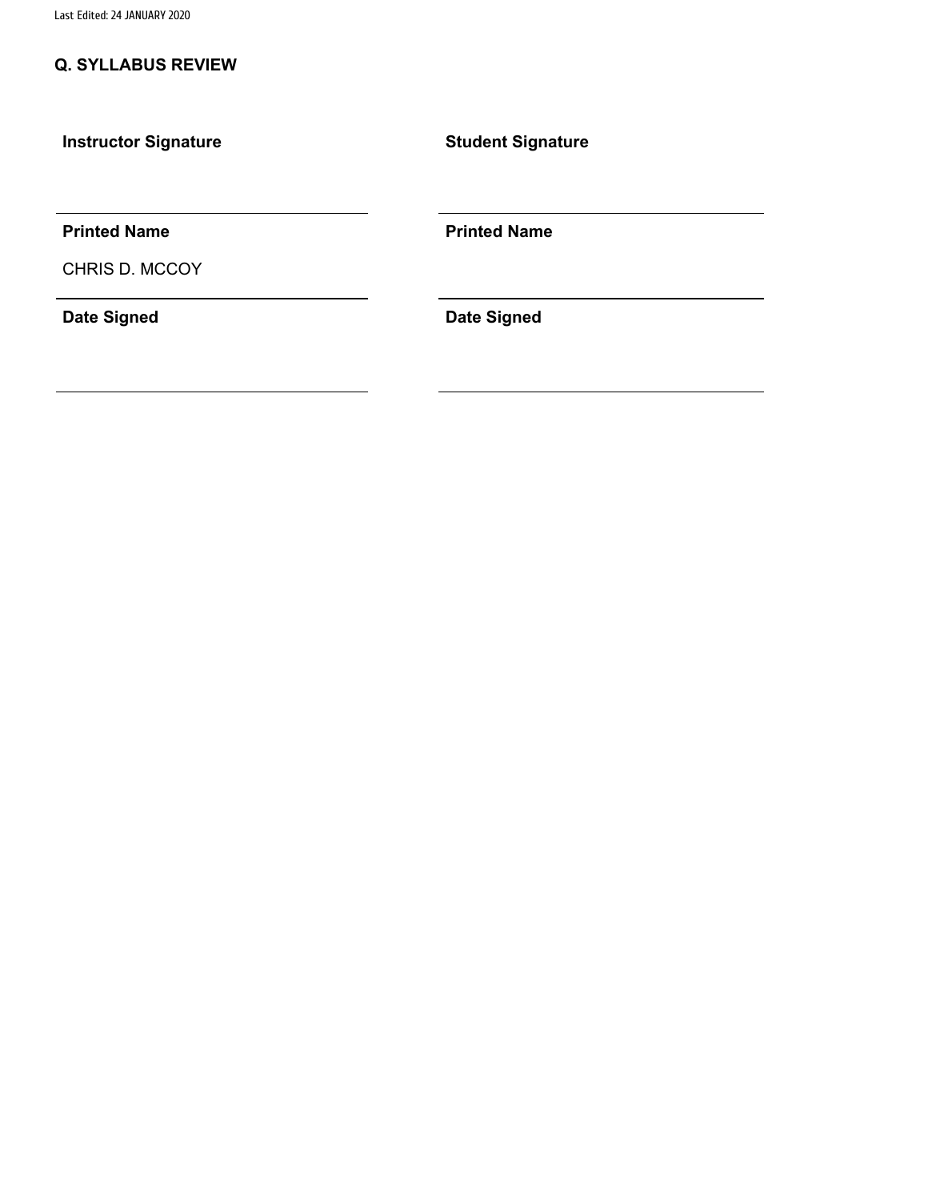## Q. SYLLABUS REVIEW

| Instructor Signature | Student Signature |
| --- | --- |
| | |
| **Printed Name** | **Printed Name** |
| CHRIS D. MCCOY | |
| **Date Signed** | **Date Signed** |
| | |